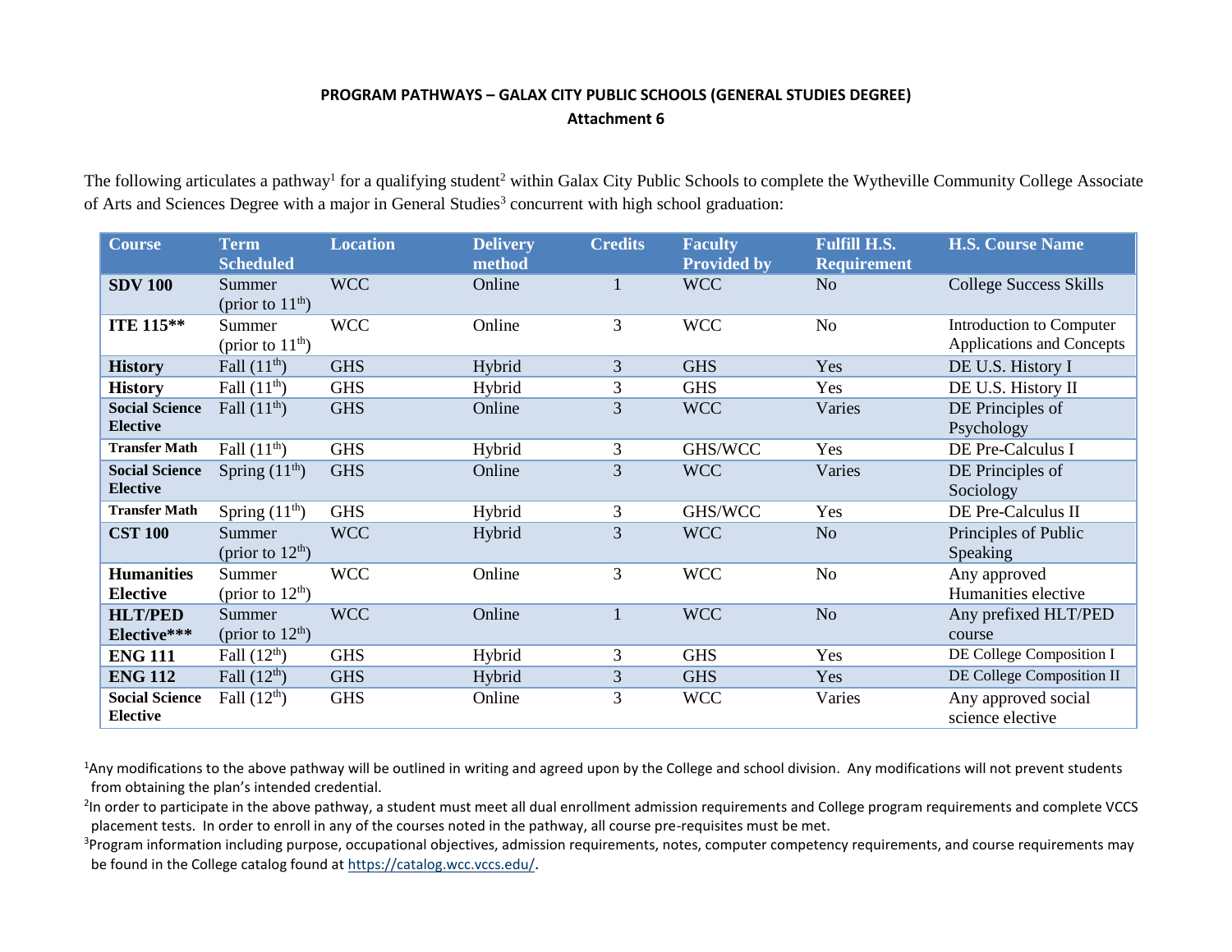## PROGRAM PATHWAYS – GALAX CITY PUBLIC SCHOOLS (GENERAL STUDIES DEGREE)

### Attachment 6

The following articulates a pathway[1] for a qualifying student[2] within Galax City Public Schools to complete the Wytheville Community College Associate of Arts and Sciences Degree with a major in General Studies[3] concurrent with high school graduation:

| Course | Term Scheduled | Location | Delivery method | Credits | Faculty Provided by | Fulfill H.S. Requirement | H.S. Course Name |
|---|---|---|---|---|---|---|---|
| **SDV 100** | Summer (prior to 11th) | WCC | Online | 1 | WCC | No | College Success Skills |
| **ITE 115**** | Summer (prior to 11th) | WCC | Online | 3 | WCC | No | Introduction to Computer Applications and Concepts |
| **History** | Fall (11th) | GHS | Hybrid | 3 | GHS | Yes | DE U.S. History I |
| **History** | Fall (11th) | GHS | Hybrid | 3 | GHS | Yes | DE U.S. History II |
| **Social Science Elective** | Fall (11th) | GHS | Online | 3 | WCC | Varies | DE Principles of Psychology |
| **Transfer Math** | Fall (11th) | GHS | Hybrid | 3 | GHS/WCC | Yes | DE Pre-Calculus I |
| **Social Science Elective** | Spring (11th) | GHS | Online | 3 | WCC | Varies | DE Principles of Sociology |
| **Transfer Math** | Spring (11th) | GHS | Hybrid | 3 | GHS/WCC | Yes | DE Pre-Calculus II |
| **CST 100** | Summer (prior to 12th) | WCC | Hybrid | 3 | WCC | No | Principles of Public Speaking |
| **Humanities Elective** | Summer (prior to 12th) | WCC | Online | 3 | WCC | No | Any approved Humanities elective |
| **HLT/PED Elective***** | Summer (prior to 12th) | WCC | Online | 1 | WCC | No | Any prefixed HLT/PED course |
| **ENG 111** | Fall (12th) | GHS | Hybrid | 3 | GHS | Yes | DE College Composition I |
| **ENG 112** | Fall (12th) | GHS | Hybrid | 3 | GHS | Yes | DE College Composition II |
| **Social Science Elective** | Fall (12th) | GHS | Online | 3 | WCC | Varies | Any approved social science elective |

[1]Any modifications to the above pathway will be outlined in writing and agreed upon by the College and school division. Any modifications will not prevent students from obtaining the plan's intended credential.

[2]In order to participate in the above pathway, a student must meet all dual enrollment admission requirements and College program requirements and complete VCCS placement tests. In order to enroll in any of the courses noted in the pathway, all course pre-requisites must be met.

[3]Program information including purpose, occupational objectives, admission requirements, notes, computer competency requirements, and course requirements may be found in the College catalog found at https://catalog.wcc.vccs.edu/.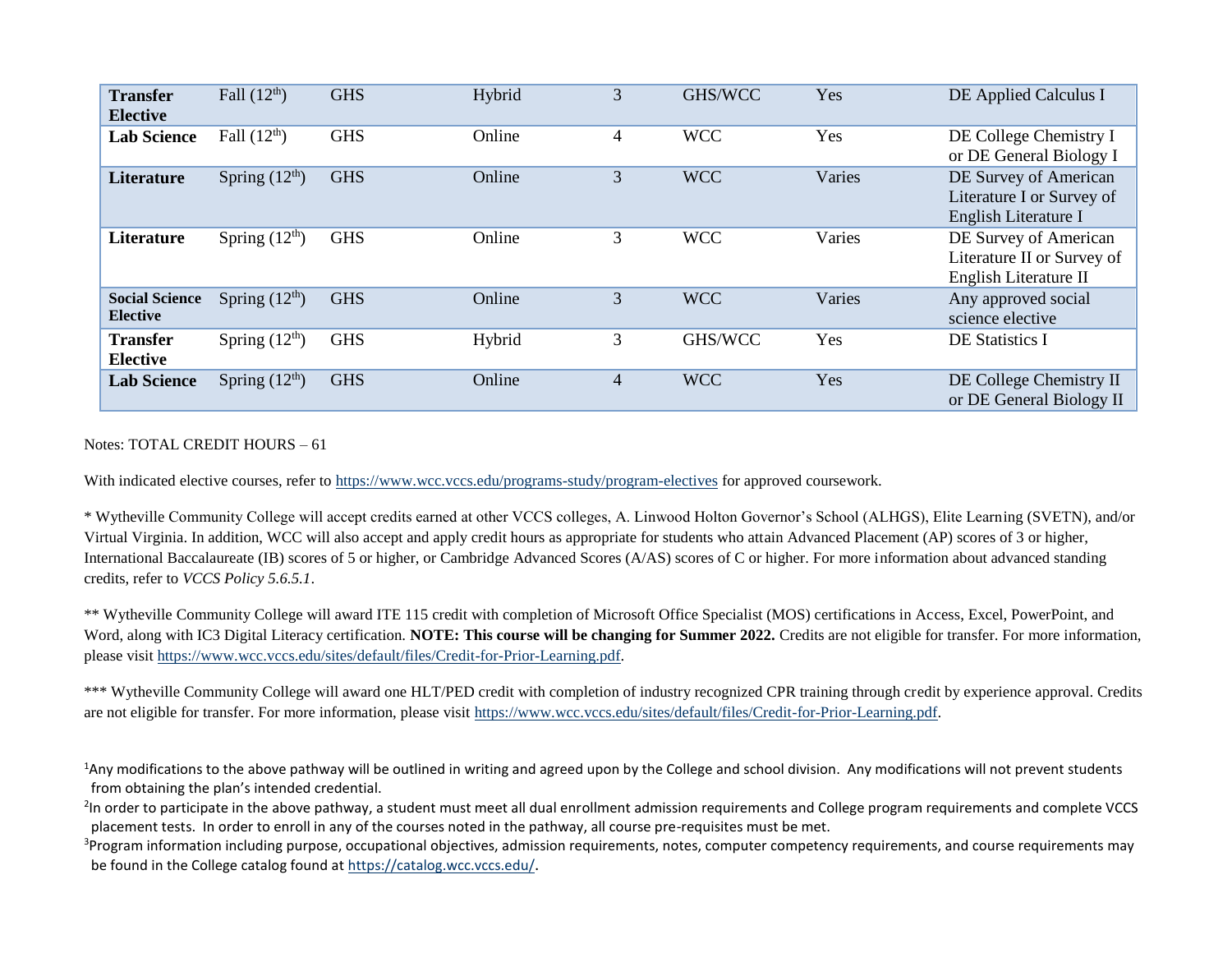| | | | | | | | |
|---|---|---|---|---|---|---|---|
| **Transfer Elective** | Fall (12th) | GHS | Hybrid | 3 | GHS/WCC | Yes | DE Applied Calculus I |
| **Lab Science** | Fall (12th) | GHS | Online | 4 | WCC | Yes | DE College Chemistry I or DE General Biology I |
| **Literature** | Spring (12th) | GHS | Online | 3 | WCC | Varies | DE Survey of American Literature I or Survey of English Literature I |
| **Literature** | Spring (12th) | GHS | Online | 3 | WCC | Varies | DE Survey of American Literature II or Survey of English Literature II |
| **Social Science Elective** | Spring (12th) | GHS | Online | 3 | WCC | Varies | Any approved social science elective |
| **Transfer Elective** | Spring (12th) | GHS | Hybrid | 3 | GHS/WCC | Yes | DE Statistics I |
| **Lab Science** | Spring (12th) | GHS | Online | 4 | WCC | Yes | DE College Chemistry II or DE General Biology II |

Notes: TOTAL CREDIT HOURS – 61

With indicated elective courses, refer to https://www.wcc.vccs.edu/programs-study/program-electives for approved coursework.

* Wytheville Community College will accept credits earned at other VCCS colleges, A. Linwood Holton Governor's School (ALHGS), Elite Learning (SVETN), and/or Virtual Virginia. In addition, WCC will also accept and apply credit hours as appropriate for students who attain Advanced Placement (AP) scores of 3 or higher, International Baccalaureate (IB) scores of 5 or higher, or Cambridge Advanced Scores (A/AS) scores of C or higher. For more information about advanced standing credits, refer to *VCCS Policy 5.6.5.1*.

** Wytheville Community College will award ITE 115 credit with completion of Microsoft Office Specialist (MOS) certifications in Access, Excel, PowerPoint, and Word, along with IC3 Digital Literacy certification. **NOTE: This course will be changing for Summer 2022.** Credits are not eligible for transfer. For more information, please visit https://www.wcc.vccs.edu/sites/default/files/Credit-for-Prior-Learning.pdf.

*** Wytheville Community College will award one HLT/PED credit with completion of industry recognized CPR training through credit by experience approval. Credits are not eligible for transfer. For more information, please visit https://www.wcc.vccs.edu/sites/default/files/Credit-for-Prior-Learning.pdf.

[1]Any modifications to the above pathway will be outlined in writing and agreed upon by the College and school division. Any modifications will not prevent students from obtaining the plan's intended credential.

[2]In order to participate in the above pathway, a student must meet all dual enrollment admission requirements and College program requirements and complete VCCS placement tests. In order to enroll in any of the courses noted in the pathway, all course pre-requisites must be met.

[3]Program information including purpose, occupational objectives, admission requirements, notes, computer competency requirements, and course requirements may be found in the College catalog found at https://catalog.wcc.vccs.edu/.